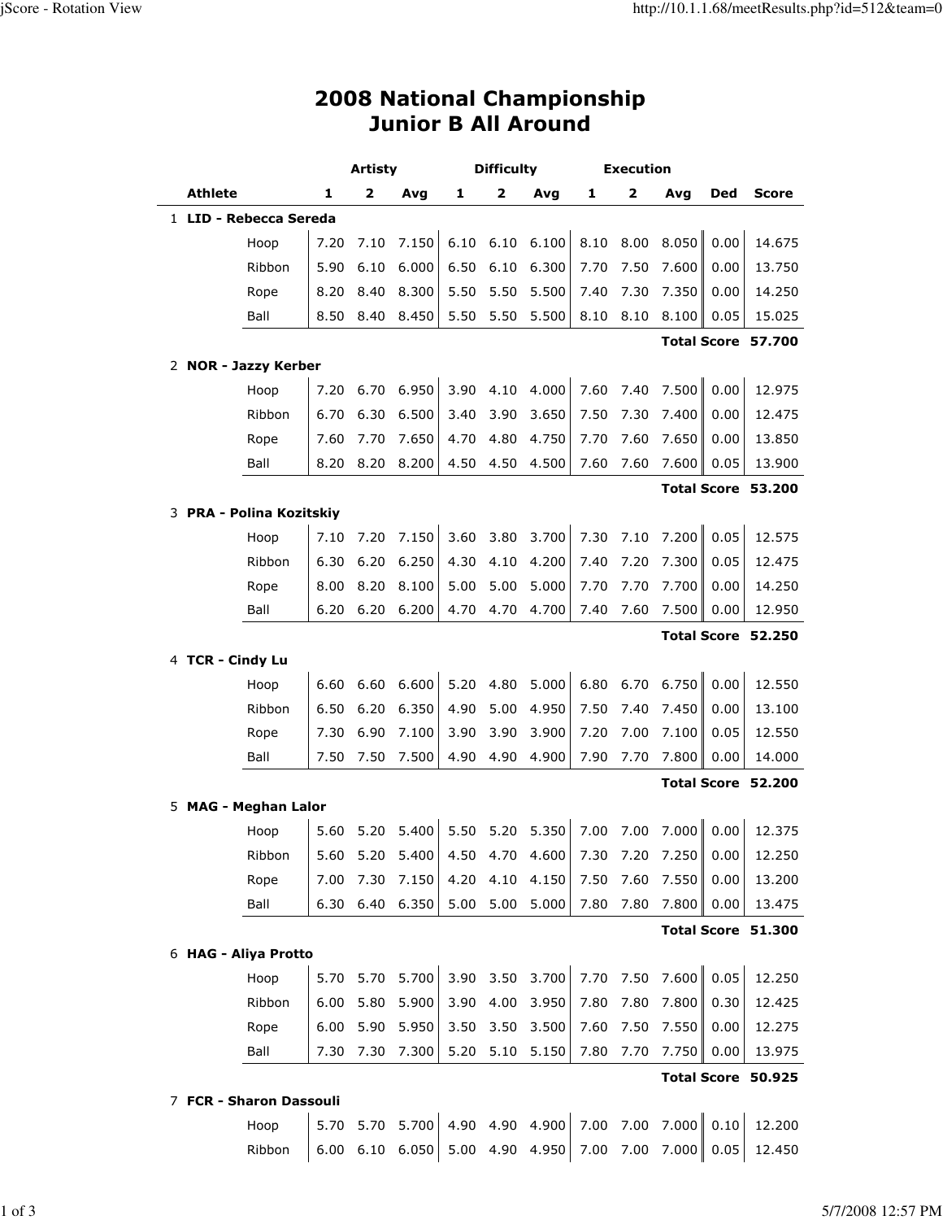# 2008 National Championship
## Junior B All Around

| | Athlete | Artisty 1 | Artisty 2 | Artisty Avg | Difficulty 1 | Difficulty 2 | Difficulty Avg | Execution 1 | Execution 2 | Execution Avg | Ded | Score |
|---|---|---|---|---|---|---|---|---|---|---|---|---|
| 1 | **LID - Rebecca Sereda** | | | | | | | | | | | |
| | Hoop | 7.20 | 7.10 | 7.150 | 6.10 | 6.10 | 6.100 | 8.10 | 8.00 | 8.050 | 0.00 | 14.675 |
| | Ribbon | 5.90 | 6.10 | 6.000 | 6.50 | 6.10 | 6.300 | 7.70 | 7.50 | 7.600 | 0.00 | 13.750 |
| | Rope | 8.20 | 8.40 | 8.300 | 5.50 | 5.50 | 5.500 | 7.40 | 7.30 | 7.350 | 0.00 | 14.250 |
| | Ball | 8.50 | 8.40 | 8.450 | 5.50 | 5.50 | 5.500 | 8.10 | 8.10 | 8.100 | 0.05 | 15.025 |
| | | | | | | | | | | | **Total Score** | **57.700** |
| 2 | **NOR - Jazzy Kerber** | | | | | | | | | | | |
| | Hoop | 7.20 | 6.70 | 6.950 | 3.90 | 4.10 | 4.000 | 7.60 | 7.40 | 7.500 | 0.00 | 12.975 |
| | Ribbon | 6.70 | 6.30 | 6.500 | 3.40 | 3.90 | 3.650 | 7.50 | 7.30 | 7.400 | 0.00 | 12.475 |
| | Rope | 7.60 | 7.70 | 7.650 | 4.70 | 4.80 | 4.750 | 7.70 | 7.60 | 7.650 | 0.00 | 13.850 |
| | Ball | 8.20 | 8.20 | 8.200 | 4.50 | 4.50 | 4.500 | 7.60 | 7.60 | 7.600 | 0.05 | 13.900 |
| | | | | | | | | | | | **Total Score** | **53.200** |
| 3 | **PRA - Polina Kozitskiy** | | | | | | | | | | | |
| | Hoop | 7.10 | 7.20 | 7.150 | 3.60 | 3.80 | 3.700 | 7.30 | 7.10 | 7.200 | 0.05 | 12.575 |
| | Ribbon | 6.30 | 6.20 | 6.250 | 4.30 | 4.10 | 4.200 | 7.40 | 7.20 | 7.300 | 0.05 | 12.475 |
| | Rope | 8.00 | 8.20 | 8.100 | 5.00 | 5.00 | 5.000 | 7.70 | 7.70 | 7.700 | 0.00 | 14.250 |
| | Ball | 6.20 | 6.20 | 6.200 | 4.70 | 4.70 | 4.700 | 7.40 | 7.60 | 7.500 | 0.00 | 12.950 |
| | | | | | | | | | | | **Total Score** | **52.250** |
| 4 | **TCR - Cindy Lu** | | | | | | | | | | | |
| | Hoop | 6.60 | 6.60 | 6.600 | 5.20 | 4.80 | 5.000 | 6.80 | 6.70 | 6.750 | 0.00 | 12.550 |
| | Ribbon | 6.50 | 6.20 | 6.350 | 4.90 | 5.00 | 4.950 | 7.50 | 7.40 | 7.450 | 0.00 | 13.100 |
| | Rope | 7.30 | 6.90 | 7.100 | 3.90 | 3.90 | 3.900 | 7.20 | 7.00 | 7.100 | 0.05 | 12.550 |
| | Ball | 7.50 | 7.50 | 7.500 | 4.90 | 4.90 | 4.900 | 7.90 | 7.70 | 7.800 | 0.00 | 14.000 |
| | | | | | | | | | | | **Total Score** | **52.200** |
| 5 | **MAG - Meghan Lalor** | | | | | | | | | | | |
| | Hoop | 5.60 | 5.20 | 5.400 | 5.50 | 5.20 | 5.350 | 7.00 | 7.00 | 7.000 | 0.00 | 12.375 |
| | Ribbon | 5.60 | 5.20 | 5.400 | 4.50 | 4.70 | 4.600 | 7.30 | 7.20 | 7.250 | 0.00 | 12.250 |
| | Rope | 7.00 | 7.30 | 7.150 | 4.20 | 4.10 | 4.150 | 7.50 | 7.60 | 7.550 | 0.00 | 13.200 |
| | Ball | 6.30 | 6.40 | 6.350 | 5.00 | 5.00 | 5.000 | 7.80 | 7.80 | 7.800 | 0.00 | 13.475 |
| | | | | | | | | | | | **Total Score** | **51.300** |
| 6 | **HAG - Aliya Protto** | | | | | | | | | | | |
| | Hoop | 5.70 | 5.70 | 5.700 | 3.90 | 3.50 | 3.700 | 7.70 | 7.50 | 7.600 | 0.05 | 12.250 |
| | Ribbon | 6.00 | 5.80 | 5.900 | 3.90 | 4.00 | 3.950 | 7.80 | 7.80 | 7.800 | 0.30 | 12.425 |
| | Rope | 6.00 | 5.90 | 5.950 | 3.50 | 3.50 | 3.500 | 7.60 | 7.50 | 7.550 | 0.00 | 12.275 |
| | Ball | 7.30 | 7.30 | 7.300 | 5.20 | 5.10 | 5.150 | 7.80 | 7.70 | 7.750 | 0.00 | 13.975 |
| | | | | | | | | | | | **Total Score** | **50.925** |
| 7 | **FCR - Sharon Dassouli** | | | | | | | | | | | |
| | Hoop | 5.70 | 5.70 | 5.700 | 4.90 | 4.90 | 4.900 | 7.00 | 7.00 | 7.000 | 0.10 | 12.200 |
| | Ribbon | 6.00 | 6.10 | 6.050 | 5.00 | 4.90 | 4.950 | 7.00 | 7.00 | 7.000 | 0.05 | 12.450 |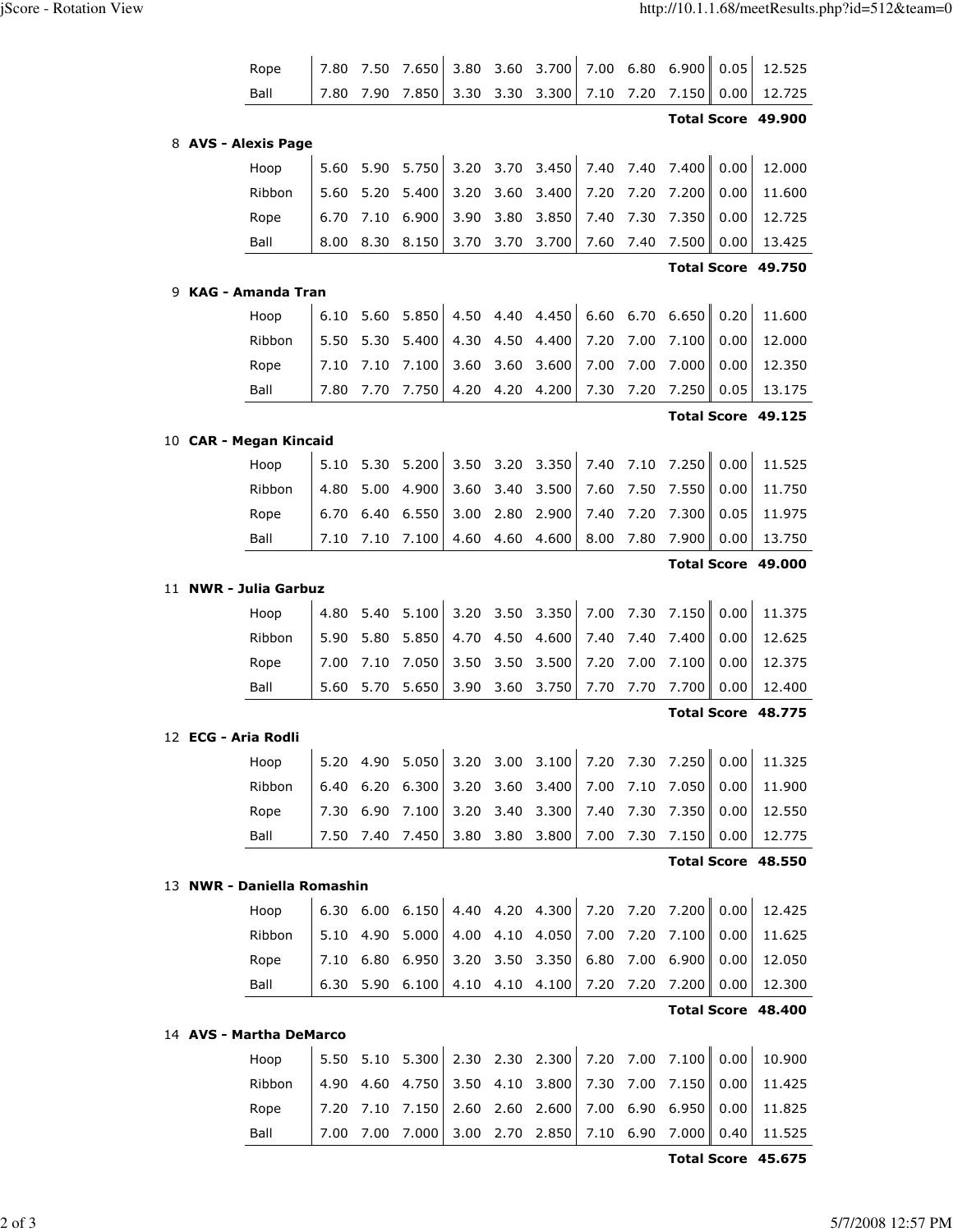| | | | | | | | | | | | |
|---|---|---|---|---|---|---|---|---|---|---|---|
| Rope | 7.80 | 7.50 | 7.650 | 3.80 | 3.60 | 3.700 | 7.00 | 6.80 | 6.900 | 0.05 | 12.525 |
| Ball | 7.80 | 7.90 | 7.850 | 3.30 | 3.30 | 3.300 | 7.10 | 7.20 | 7.150 | 0.00 | 12.725 |

**Total Score 49.900**

8 **AVS - Alexis Page**

| | | | | | | | | | | | |
|---|---|---|---|---|---|---|---|---|---|---|---|
| Hoop | 5.60 | 5.90 | 5.750 | 3.20 | 3.70 | 3.450 | 7.40 | 7.40 | 7.400 | 0.00 | 12.000 |
| Ribbon | 5.60 | 5.20 | 5.400 | 3.20 | 3.60 | 3.400 | 7.20 | 7.20 | 7.200 | 0.00 | 11.600 |
| Rope | 6.70 | 7.10 | 6.900 | 3.90 | 3.80 | 3.850 | 7.40 | 7.30 | 7.350 | 0.00 | 12.725 |
| Ball | 8.00 | 8.30 | 8.150 | 3.70 | 3.70 | 3.700 | 7.60 | 7.40 | 7.500 | 0.00 | 13.425 |

**Total Score 49.750**

9 **KAG - Amanda Tran**

| | | | | | | | | | | | |
|---|---|---|---|---|---|---|---|---|---|---|---|
| Hoop | 6.10 | 5.60 | 5.850 | 4.50 | 4.40 | 4.450 | 6.60 | 6.70 | 6.650 | 0.20 | 11.600 |
| Ribbon | 5.50 | 5.30 | 5.400 | 4.30 | 4.50 | 4.400 | 7.20 | 7.00 | 7.100 | 0.00 | 12.000 |
| Rope | 7.10 | 7.10 | 7.100 | 3.60 | 3.60 | 3.600 | 7.00 | 7.00 | 7.000 | 0.00 | 12.350 |
| Ball | 7.80 | 7.70 | 7.750 | 4.20 | 4.20 | 4.200 | 7.30 | 7.20 | 7.250 | 0.05 | 13.175 |

**Total Score 49.125**

10 **CAR - Megan Kincaid**

| | | | | | | | | | | | |
|---|---|---|---|---|---|---|---|---|---|---|---|
| Hoop | 5.10 | 5.30 | 5.200 | 3.50 | 3.20 | 3.350 | 7.40 | 7.10 | 7.250 | 0.00 | 11.525 |
| Ribbon | 4.80 | 5.00 | 4.900 | 3.60 | 3.40 | 3.500 | 7.60 | 7.50 | 7.550 | 0.00 | 11.750 |
| Rope | 6.70 | 6.40 | 6.550 | 3.00 | 2.80 | 2.900 | 7.40 | 7.20 | 7.300 | 0.05 | 11.975 |
| Ball | 7.10 | 7.10 | 7.100 | 4.60 | 4.60 | 4.600 | 8.00 | 7.80 | 7.900 | 0.00 | 13.750 |

**Total Score 49.000**

11 **NWR - Julia Garbuz**

| | | | | | | | | | | | |
|---|---|---|---|---|---|---|---|---|---|---|---|
| Hoop | 4.80 | 5.40 | 5.100 | 3.20 | 3.50 | 3.350 | 7.00 | 7.30 | 7.150 | 0.00 | 11.375 |
| Ribbon | 5.90 | 5.80 | 5.850 | 4.70 | 4.50 | 4.600 | 7.40 | 7.40 | 7.400 | 0.00 | 12.625 |
| Rope | 7.00 | 7.10 | 7.050 | 3.50 | 3.50 | 3.500 | 7.20 | 7.00 | 7.100 | 0.00 | 12.375 |
| Ball | 5.60 | 5.70 | 5.650 | 3.90 | 3.60 | 3.750 | 7.70 | 7.70 | 7.700 | 0.00 | 12.400 |

**Total Score 48.775**

12 **ECG - Aria Rodli**

| | | | | | | | | | | | |
|---|---|---|---|---|---|---|---|---|---|---|---|
| Hoop | 5.20 | 4.90 | 5.050 | 3.20 | 3.00 | 3.100 | 7.20 | 7.30 | 7.250 | 0.00 | 11.325 |
| Ribbon | 6.40 | 6.20 | 6.300 | 3.20 | 3.60 | 3.400 | 7.00 | 7.10 | 7.050 | 0.00 | 11.900 |
| Rope | 7.30 | 6.90 | 7.100 | 3.20 | 3.40 | 3.300 | 7.40 | 7.30 | 7.350 | 0.00 | 12.550 |
| Ball | 7.50 | 7.40 | 7.450 | 3.80 | 3.80 | 3.800 | 7.00 | 7.30 | 7.150 | 0.00 | 12.775 |

**Total Score 48.550**

13 **NWR - Daniella Romashin**

| | | | | | | | | | | | |
|---|---|---|---|---|---|---|---|---|---|---|---|
| Hoop | 6.30 | 6.00 | 6.150 | 4.40 | 4.20 | 4.300 | 7.20 | 7.20 | 7.200 | 0.00 | 12.425 |
| Ribbon | 5.10 | 4.90 | 5.000 | 4.00 | 4.10 | 4.050 | 7.00 | 7.20 | 7.100 | 0.00 | 11.625 |
| Rope | 7.10 | 6.80 | 6.950 | 3.20 | 3.50 | 3.350 | 6.80 | 7.00 | 6.900 | 0.00 | 12.050 |
| Ball | 6.30 | 5.90 | 6.100 | 4.10 | 4.10 | 4.100 | 7.20 | 7.20 | 7.200 | 0.00 | 12.300 |

**Total Score 48.400**

14 **AVS - Martha DeMarco**

| | | | | | | | | | | | |
|---|---|---|---|---|---|---|---|---|---|---|---|
| Hoop | 5.50 | 5.10 | 5.300 | 2.30 | 2.30 | 2.300 | 7.20 | 7.00 | 7.100 | 0.00 | 10.900 |
| Ribbon | 4.90 | 4.60 | 4.750 | 3.50 | 4.10 | 3.800 | 7.30 | 7.00 | 7.150 | 0.00 | 11.425 |
| Rope | 7.20 | 7.10 | 7.150 | 2.60 | 2.60 | 2.600 | 7.00 | 6.90 | 6.950 | 0.00 | 11.825 |
| Ball | 7.00 | 7.00 | 7.000 | 3.00 | 2.70 | 2.850 | 7.10 | 6.90 | 7.000 | 0.40 | 11.525 |

**Total Score 45.675**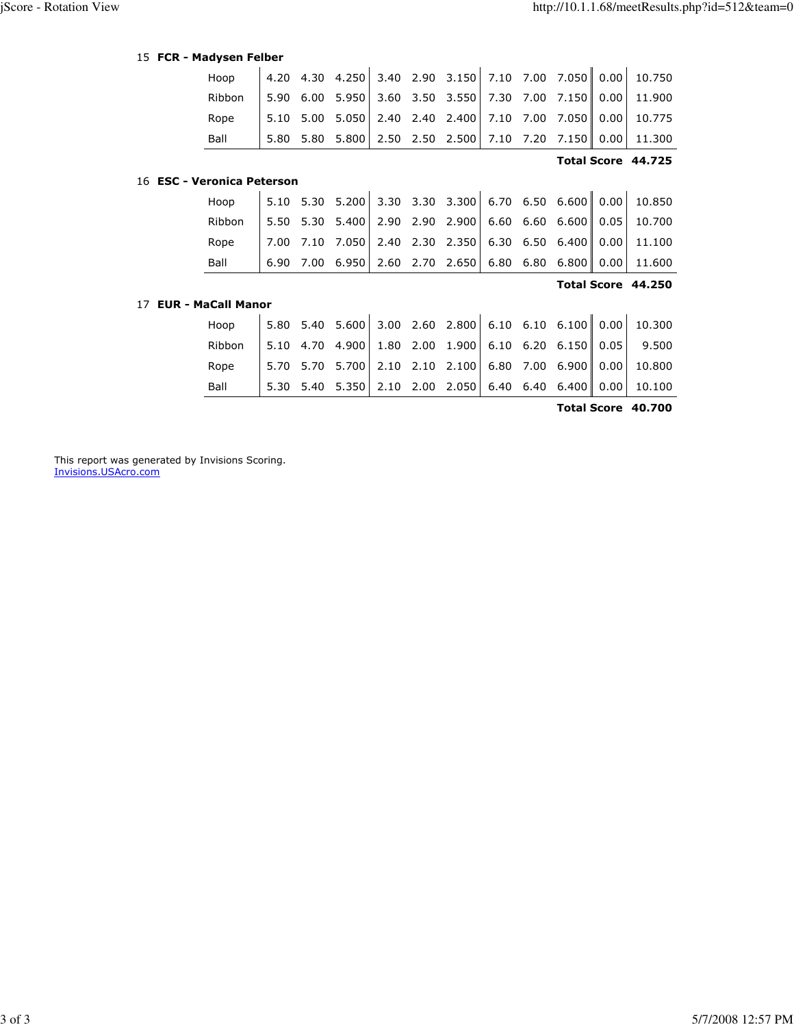15 **FCR - Madysen Felber**

| | | | | | | | | | | | |
|---|---|---|---|---|---|---|---|---|---|---|---|
| Hoop | 4.20 | 4.30 | 4.250 | 3.40 | 2.90 | 3.150 | 7.10 | 7.00 | 7.050 | 0.00 | 10.750 |
| Ribbon | 5.90 | 6.00 | 5.950 | 3.60 | 3.50 | 3.550 | 7.30 | 7.00 | 7.150 | 0.00 | 11.900 |
| Rope | 5.10 | 5.00 | 5.050 | 2.40 | 2.40 | 2.400 | 7.10 | 7.00 | 7.050 | 0.00 | 10.775 |
| Ball | 5.80 | 5.80 | 5.800 | 2.50 | 2.50 | 2.500 | 7.10 | 7.20 | 7.150 | 0.00 | 11.300 |
| | | | | | | | | | | **Total Score** | **44.725** |

16 **ESC - Veronica Peterson**

| | | | | | | | | | | | |
|---|---|---|---|---|---|---|---|---|---|---|---|
| Hoop | 5.10 | 5.30 | 5.200 | 3.30 | 3.30 | 3.300 | 6.70 | 6.50 | 6.600 | 0.00 | 10.850 |
| Ribbon | 5.50 | 5.30 | 5.400 | 2.90 | 2.90 | 2.900 | 6.60 | 6.60 | 6.600 | 0.05 | 10.700 |
| Rope | 7.00 | 7.10 | 7.050 | 2.40 | 2.30 | 2.350 | 6.30 | 6.50 | 6.400 | 0.00 | 11.100 |
| Ball | 6.90 | 7.00 | 6.950 | 2.60 | 2.70 | 2.650 | 6.80 | 6.80 | 6.800 | 0.00 | 11.600 |
| | | | | | | | | | | **Total Score** | **44.250** |

17 **EUR - MaCall Manor**

| | | | | | | | | | | | |
|---|---|---|---|---|---|---|---|---|---|---|---|
| Hoop | 5.80 | 5.40 | 5.600 | 3.00 | 2.60 | 2.800 | 6.10 | 6.10 | 6.100 | 0.00 | 10.300 |
| Ribbon | 5.10 | 4.70 | 4.900 | 1.80 | 2.00 | 1.900 | 6.10 | 6.20 | 6.150 | 0.05 | 9.500 |
| Rope | 5.70 | 5.70 | 5.700 | 2.10 | 2.10 | 2.100 | 6.80 | 7.00 | 6.900 | 0.00 | 10.800 |
| Ball | 5.30 | 5.40 | 5.350 | 2.10 | 2.00 | 2.050 | 6.40 | 6.40 | 6.400 | 0.00 | 10.100 |
| | | | | | | | | | | **Total Score** | **40.700** |

This report was generated by Invisions Scoring.
Invisions.USAcro.com